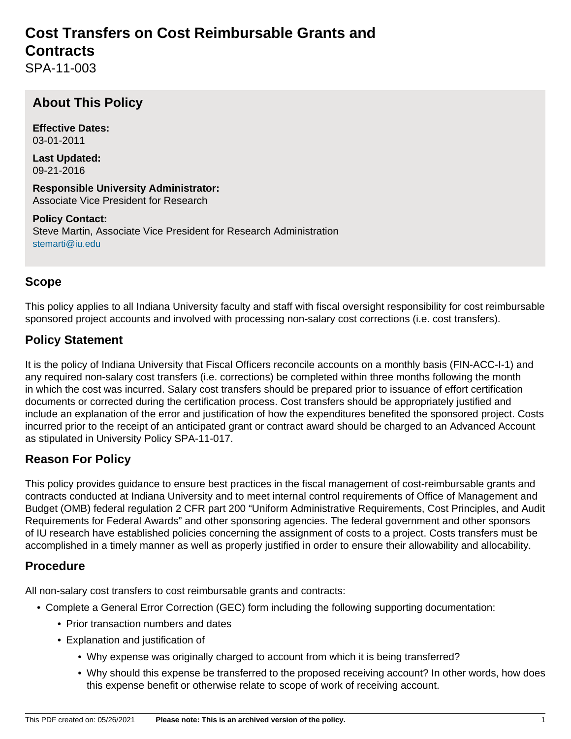# Cost Transfers on Cost Reimbursable Grants and Contracts

SPA-11-003

## About This Policy

**Effective Dates:**
03-01-2011

**Last Updated:**
09-21-2016

**Responsible University Administrator:**
Associate Vice President for Research

**Policy Contact:**
Steve Martin, Associate Vice President for Research Administration
stemarti@iu.edu

## Scope

This policy applies to all Indiana University faculty and staff with fiscal oversight responsibility for cost reimbursable sponsored project accounts and involved with processing non-salary cost corrections (i.e. cost transfers).

## Policy Statement

It is the policy of Indiana University that Fiscal Officers reconcile accounts on a monthly basis (FIN-ACC-I-1) and any required non-salary cost transfers (i.e. corrections) be completed within three months following the month in which the cost was incurred. Salary cost transfers should be prepared prior to issuance of effort certification documents or corrected during the certification process. Cost transfers should be appropriately justified and include an explanation of the error and justification of how the expenditures benefited the sponsored project. Costs incurred prior to the receipt of an anticipated grant or contract award should be charged to an Advanced Account as stipulated in University Policy SPA-11-017.

## Reason For Policy

This policy provides guidance to ensure best practices in the fiscal management of cost-reimbursable grants and contracts conducted at Indiana University and to meet internal control requirements of Office of Management and Budget (OMB) federal regulation 2 CFR part 200 "Uniform Administrative Requirements, Cost Principles, and Audit Requirements for Federal Awards" and other sponsoring agencies. The federal government and other sponsors of IU research have established policies concerning the assignment of costs to a project. Costs transfers must be accomplished in a timely manner as well as properly justified in order to ensure their allowability and allocability.

## Procedure

All non-salary cost transfers to cost reimbursable grants and contracts:

- Complete a General Error Correction (GEC) form including the following supporting documentation:
  - Prior transaction numbers and dates
  - Explanation and justification of
    - Why expense was originally charged to account from which it is being transferred?
    - Why should this expense be transferred to the proposed receiving account? In other words, how does this expense benefit or otherwise relate to scope of work of receiving account.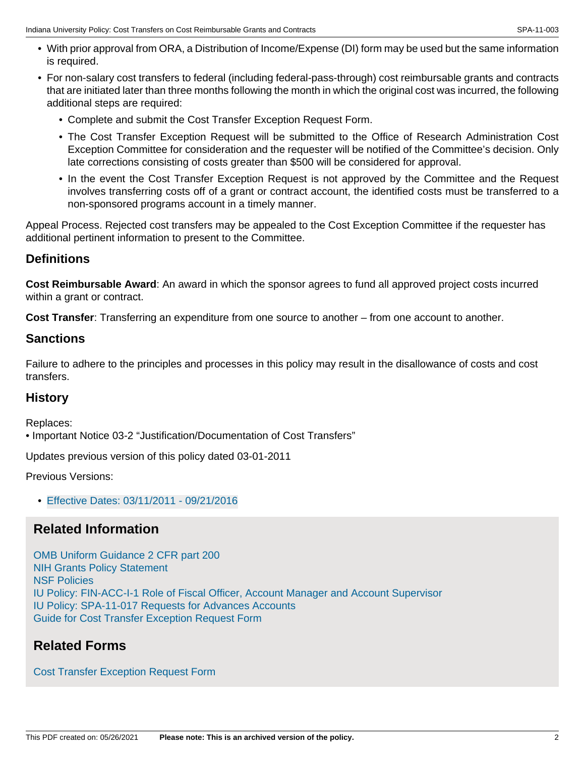- With prior approval from ORA, a Distribution of Income/Expense (DI) form may be used but the same information is required.
- For non-salary cost transfers to federal (including federal-pass-through) cost reimbursable grants and contracts that are initiated later than three months following the month in which the original cost was incurred, the following additional steps are required:
  - Complete and submit the Cost Transfer Exception Request Form.
  - The Cost Transfer Exception Request will be submitted to the Office of Research Administration Cost Exception Committee for consideration and the requester will be notified of the Committee's decision. Only late corrections consisting of costs greater than $500 will be considered for approval.
  - In the event the Cost Transfer Exception Request is not approved by the Committee and the Request involves transferring costs off of a grant or contract account, the identified costs must be transferred to a non-sponsored programs account in a timely manner.

Appeal Process. Rejected cost transfers may be appealed to the Cost Exception Committee if the requester has additional pertinent information to present to the Committee.

## Definitions

**Cost Reimbursable Award**: An award in which the sponsor agrees to fund all approved project costs incurred within a grant or contract.

**Cost Transfer**: Transferring an expenditure from one source to another – from one account to another.

## Sanctions

Failure to adhere to the principles and processes in this policy may result in the disallowance of costs and cost transfers.

## History

Replaces:
• Important Notice 03-2 "Justification/Documentation of Cost Transfers"

Updates previous version of this policy dated 03-01-2011

Previous Versions:

- Effective Dates: 03/11/2011 - 09/21/2016

## Related Information

OMB Uniform Guidance 2 CFR part 200
NIH Grants Policy Statement
NSF Policies
IU Policy: FIN-ACC-I-1 Role of Fiscal Officer, Account Manager and Account Supervisor
IU Policy: SPA-11-017 Requests for Advances Accounts
Guide for Cost Transfer Exception Request Form

## Related Forms

Cost Transfer Exception Request Form